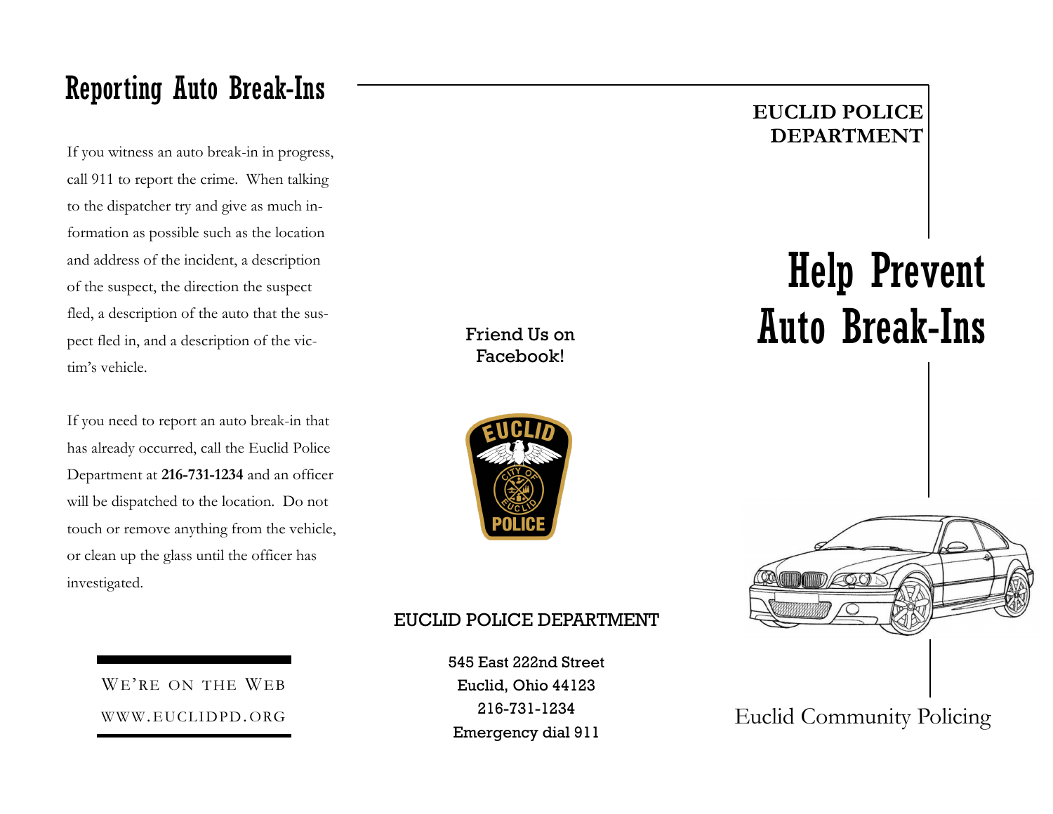## Reporting Auto Break-Ins

If you witness an auto break-in in progress, call 911 to report the crime. When talking to the dispatcher try and give as much information as possible such as the location and address of the incident, a description of the suspect, the direction the suspect fled, a description of the auto that the suspect fled in, and a description of the victim's vehicle.

If you need to report an auto break-in that has already occurred, call the Euclid Police Department at **216-731-1234** and an officer will be dispatched to the location. Do not touch or remove anything from the vehicle, or clean up the glass until the officer has investigated.

WE'RE ON THE WEB

WWW.EUCLIDPD.ORG

Friend Us on Facebook!

EUCLID POLICE DEPARTMENT

545 East 222nd Street
Euclid, Ohio 44123
216-731-1234
Emergency dial 911

**EUCLID POLICE DEPARTMENT**

# Help Prevent Auto Break-Ins

Euclid Community Policing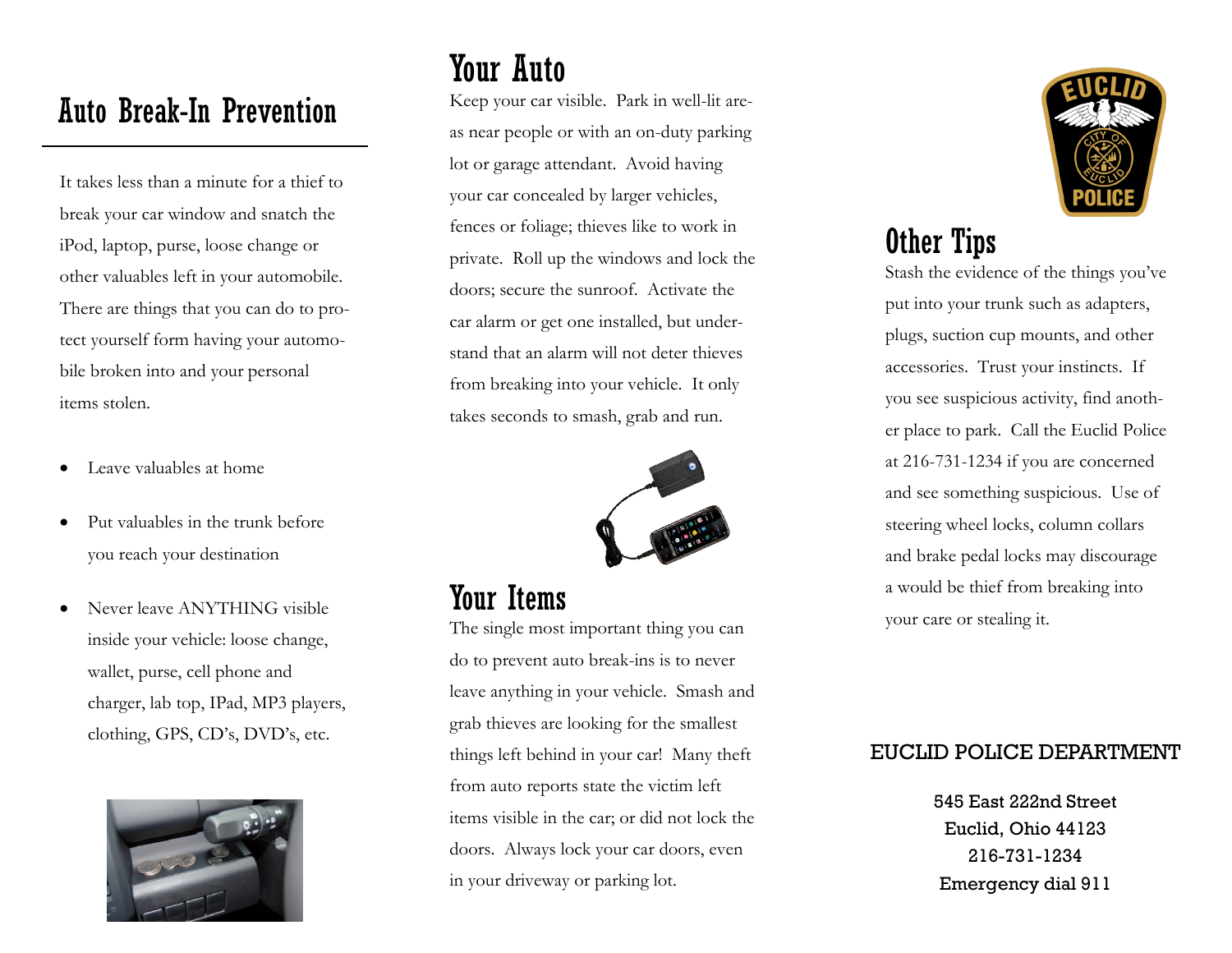## Auto Break-In Prevention

It takes less than a minute for a thief to break your car window and snatch the iPod, laptop, purse, loose change or other valuables left in your automobile. There are things that you can do to protect yourself form having your automobile broken into and your personal items stolen.

- Leave valuables at home
- Put valuables in the trunk before you reach your destination
- Never leave ANYTHING visible inside your vehicle: loose change, wallet, purse, cell phone and charger, lab top, IPad, MP3 players, clothing, GPS, CD's, DVD's, etc.

## Your Auto

Keep your car visible. Park in well-lit areas near people or with an on-duty parking lot or garage attendant. Avoid having your car concealed by larger vehicles, fences or foliage; thieves like to work in private. Roll up the windows and lock the doors; secure the sunroof. Activate the car alarm or get one installed, but understand that an alarm will not deter thieves from breaking into your vehicle. It only takes seconds to smash, grab and run.

## Your Items

The single most important thing you can do to prevent auto break-ins is to never leave anything in your vehicle. Smash and grab thieves are looking for the smallest things left behind in your car! Many theft from auto reports state the victim left items visible in the car; or did not lock the doors. Always lock your car doors, even in your driveway or parking lot.

## Other Tips

Stash the evidence of the things you've put into your trunk such as adapters, plugs, suction cup mounts, and other accessories. Trust your instincts. If you see suspicious activity, find another place to park. Call the Euclid Police at 216-731-1234 if you are concerned and see something suspicious. Use of steering wheel locks, column collars and brake pedal locks may discourage a would be thief from breaking into your care or stealing it.

EUCLID POLICE DEPARTMENT

545 East 222nd Street
Euclid, Ohio 44123
216-731-1234
Emergency dial 911